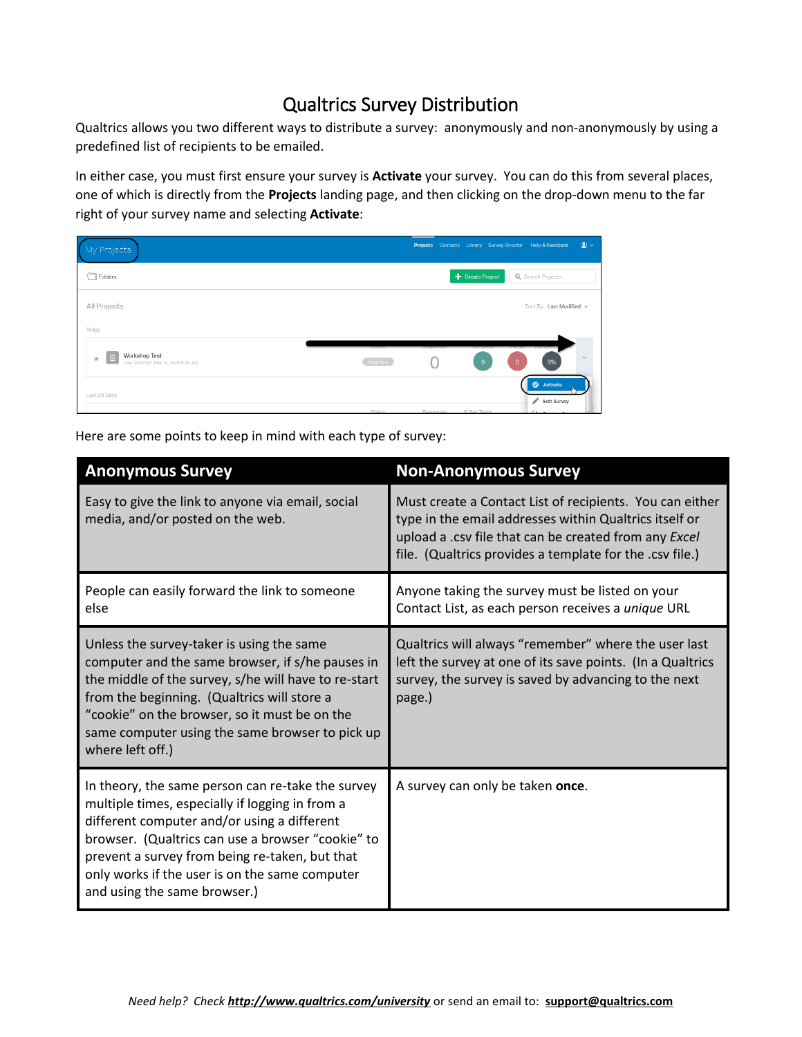# Qualtrics Survey Distribution

Qualtrics allows you two different ways to distribute a survey: anonymously and non-anonymously by using a predefined list of recipients to be emailed.

In either case, you must first ensure your survey is **Activate** your survey. You can do this from several places, one of which is directly from the **Projects** landing page, and then clicking on the drop-down menu to the far right of your survey name and selecting **Activate**:

Here are some points to keep in mind with each type of survey:

| Anonymous Survey | Non-Anonymous Survey |
|---|---|
| Easy to give the link to anyone via email, social media, and/or posted on the web. | Must create a Contact List of recipients. You can either type in the email addresses within Qualtrics itself or upload a .csv file that can be created from any *Excel* file. (Qualtrics provides a template for the .csv file.) |
| People can easily forward the link to someone else | Anyone taking the survey must be listed on your Contact List, as each person receives a *unique* URL |
| Unless the survey-taker is using the same computer and the same browser, if s/he pauses in the middle of the survey, s/he will have to re-start from the beginning. (Qualtrics will store a "cookie" on the browser, so it must be on the same computer using the same browser to pick up where left off.) | Qualtrics will always "remember" where the user last left the survey at one of its save points. (In a Qualtrics survey, the survey is saved by advancing to the next page.) |
| In theory, the same person can re-take the survey multiple times, especially if logging in from a different computer and/or using a different browser. (Qualtrics can use a browser "cookie" to prevent a survey from being re-taken, but that only works if the user is on the same computer and using the same browser.) | A survey can only be taken **once**. |

*Need help? Check* ***http://www.qualtrics.com/university*** or send an email to: **support@qualtrics.com**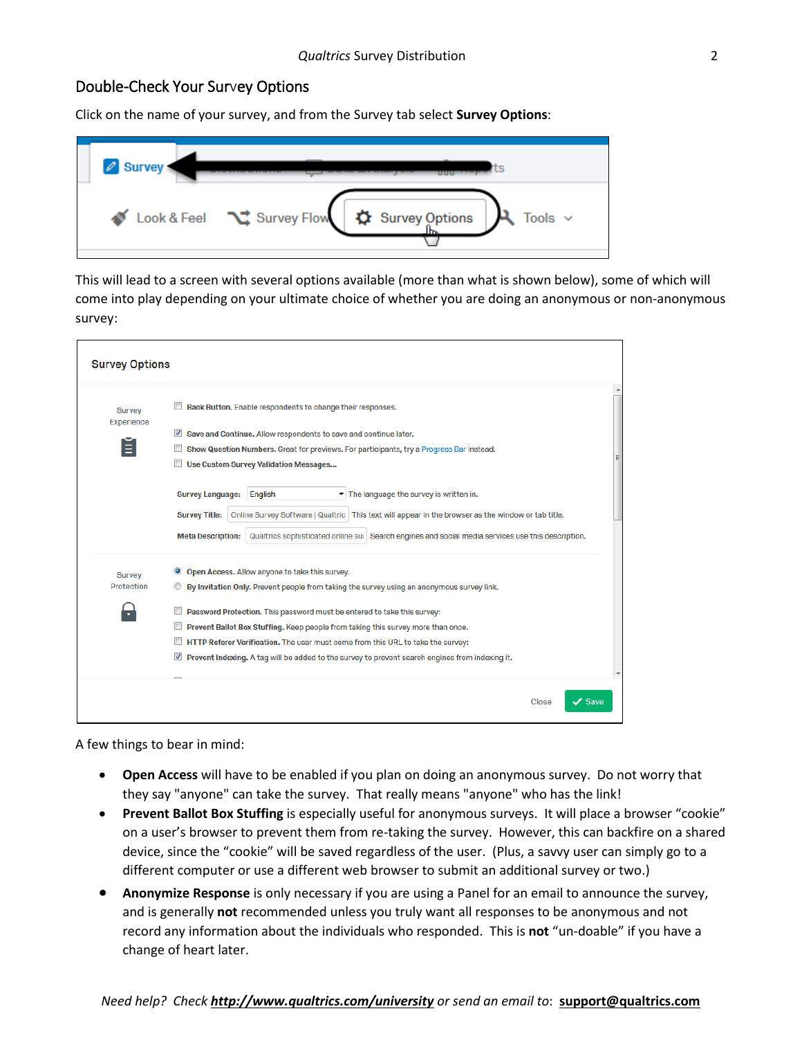## Double-Check Your Survey Options

Click on the name of your survey, and from the Survey tab select **Survey Options**:

This will lead to a screen with several options available (more than what is shown below), some of which will come into play depending on your ultimate choice of whether you are doing an anonymous or non-anonymous survey:

A few things to bear in mind:

- **Open Access** will have to be enabled if you plan on doing an anonymous survey. Do not worry that they say "anyone" can take the survey. That really means "anyone" who has the link!
- **Prevent Ballot Box Stuffing** is especially useful for anonymous surveys. It will place a browser "cookie" on a user's browser to prevent them from re-taking the survey. However, this can backfire on a shared device, since the "cookie" will be saved regardless of the user. (Plus, a savvy user can simply go to a different computer or use a different web browser to submit an additional survey or two.)
- **Anonymize Response** is only necessary if you are using a Panel for an email to announce the survey, and is generally **not** recommended unless you truly want all responses to be anonymous and not record any information about the individuals who responded. This is **not** "un-doable" if you have a change of heart later.

*Need help? Check* ***http://www.qualtrics.com/university*** *or send an email to*: **support@qualtrics.com**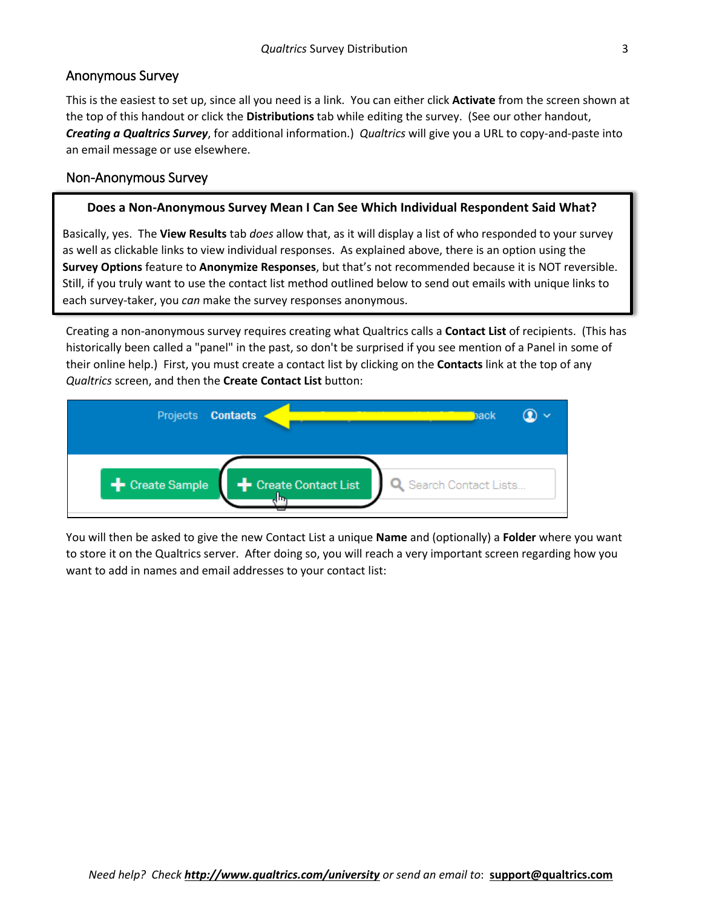## Anonymous Survey

This is the easiest to set up, since all you need is a link. You can either click **Activate** from the screen shown at the top of this handout or click the **Distributions** tab while editing the survey. (See our other handout, ***Creating a Qualtrics Survey***, for additional information.) *Qualtrics* will give you a URL to copy-and-paste into an email message or use elsewhere.

## Non-Anonymous Survey

**Does a Non-Anonymous Survey Mean I Can See Which Individual Respondent Said What?**

Basically, yes. The **View Results** tab *does* allow that, as it will display a list of who responded to your survey as well as clickable links to view individual responses. As explained above, there is an option using the **Survey Options** feature to **Anonymize Responses**, but that's not recommended because it is NOT reversible. Still, if you truly want to use the contact list method outlined below to send out emails with unique links to each survey-taker, you *can* make the survey responses anonymous.

Creating a non-anonymous survey requires creating what Qualtrics calls a **Contact List** of recipients. (This has historically been called a "panel" in the past, so don't be surprised if you see mention of a Panel in some of their online help.) First, you must create a contact list by clicking on the **Contacts** link at the top of any *Qualtrics* screen, and then the **Create Contact List** button:

You will then be asked to give the new Contact List a unique **Name** and (optionally) a **Folder** where you want to store it on the Qualtrics server. After doing so, you will reach a very important screen regarding how you want to add in names and email addresses to your contact list: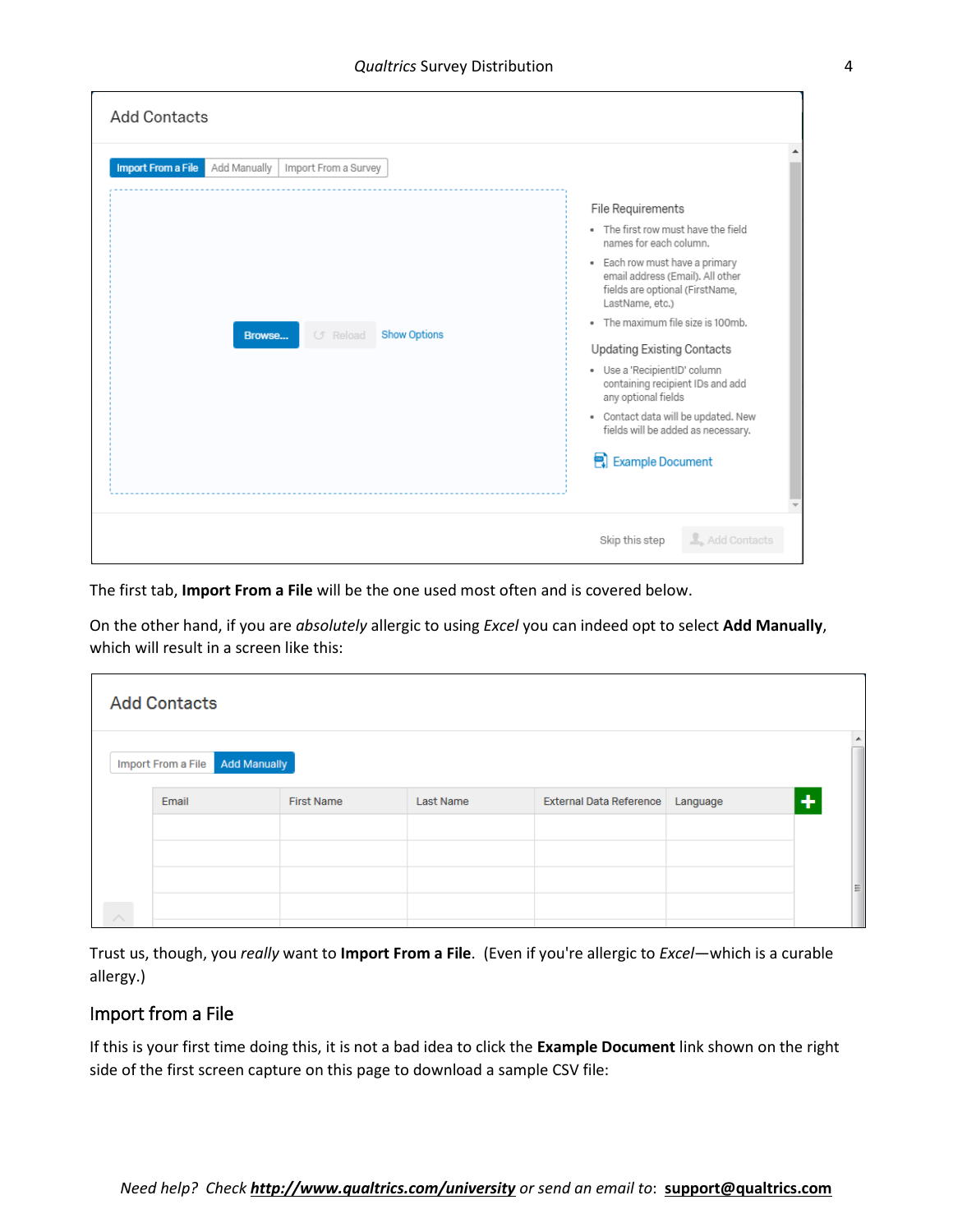The first tab, **Import From a File** will be the one used most often and is covered below.

On the other hand, if you are *absolutely* allergic to using *Excel* you can indeed opt to select **Add Manually**, which will result in a screen like this:

Trust us, though, you *really* want to **Import From a File**. (Even if you're allergic to *Excel*—which is a curable allergy.)

## Import from a File

If this is your first time doing this, it is not a bad idea to click the **Example Document** link shown on the right side of the first screen capture on this page to download a sample CSV file:

*Need help? Check* ***http://www.qualtrics.com/university*** *or send an email to*: **support@qualtrics.com**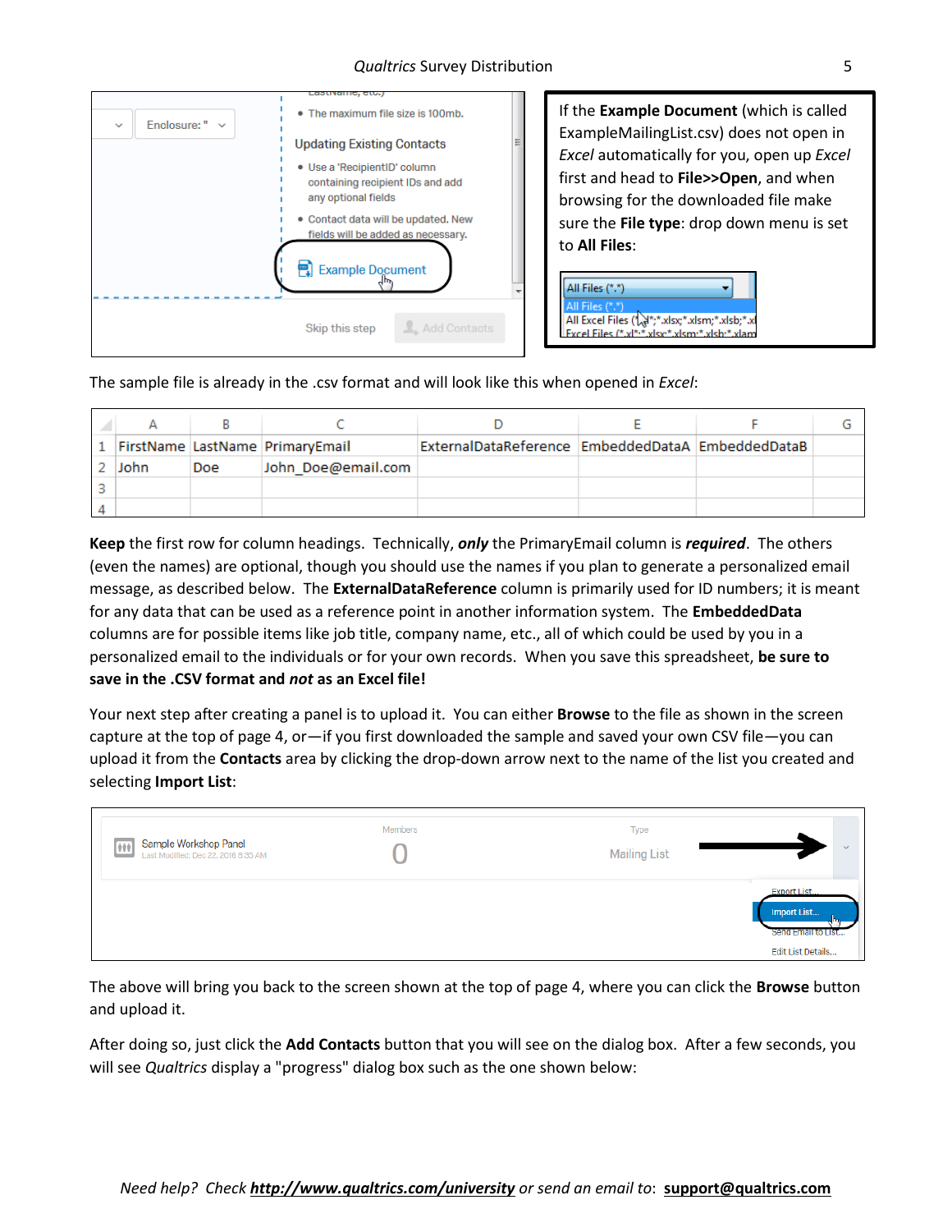If the **Example Document** (which is called ExampleMailingList.csv) does not open in *Excel* automatically for you, open up *Excel* first and head to **File>>Open**, and when browsing for the downloaded file make sure the **File type**: drop down menu is set to **All Files**:

The sample file is already in the .csv format and will look like this when opened in *Excel*:

| | A | B | C | D | E | F | G |
|---|---|---|---|---|---|---|---|
| 1 | FirstName | LastName | PrimaryEmail | ExternalDataReference | EmbeddedDataA | EmbeddedDataB | |
| 2 | John | Doe | John_Doe@email.com | | | | |
| 3 | | | | | | | |
| 4 | | | | | | | |

**Keep** the first row for column headings. Technically, ***only*** the PrimaryEmail column is ***required***. The others (even the names) are optional, though you should use the names if you plan to generate a personalized email message, as described below. The **ExternalDataReference** column is primarily used for ID numbers; it is meant for any data that can be used as a reference point in another information system. The **EmbeddedData** columns are for possible items like job title, company name, etc., all of which could be used by you in a personalized email to the individuals or for your own records. When you save this spreadsheet, **be sure to save in the .CSV format and *not* as an Excel file!**

Your next step after creating a panel is to upload it. You can either **Browse** to the file as shown in the screen capture at the top of page 4, or—if you first downloaded the sample and saved your own CSV file—you can upload it from the **Contacts** area by clicking the drop-down arrow next to the name of the list you created and selecting **Import List**:

The above will bring you back to the screen shown at the top of page 4, where you can click the **Browse** button and upload it.

After doing so, just click the **Add Contacts** button that you will see on the dialog box. After a few seconds, you will see *Qualtrics* display a "progress" dialog box such as the one shown below: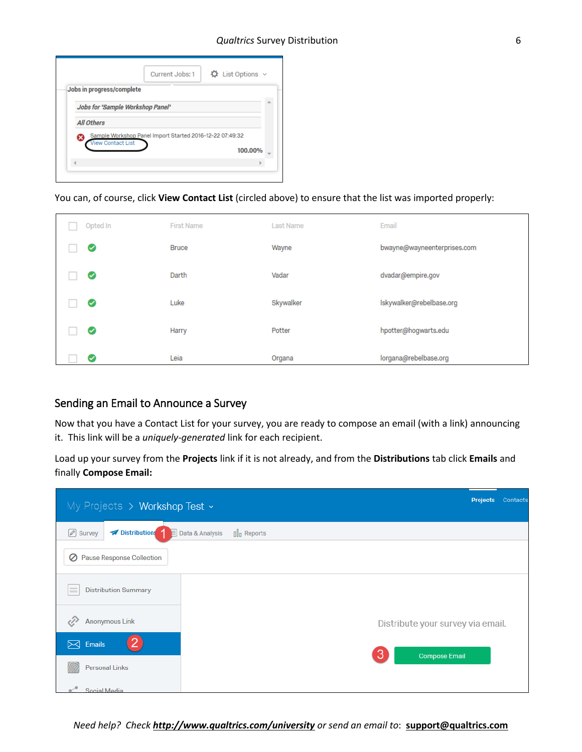You can, of course, click **View Contact List** (circled above) to ensure that the list was imported properly:

| Opted In | First Name | Last Name | Email |
| --- | --- | --- | --- |
| ✓ | Bruce | Wayne | bwayne@wayneenterprises.com |
| ✓ | Darth | Vadar | dvadar@empire.gov |
| ✓ | Luke | Skywalker | lskywalker@rebelbase.org |
| ✓ | Harry | Potter | hpotter@hogwarts.edu |
| ✓ | Leia | Organa | lorgana@rebelbase.org |

## Sending an Email to Announce a Survey

Now that you have a Contact List for your survey, you are ready to compose an email (with a link) announcing it. This link will be a *uniquely-generated* link for each recipient.

Load up your survey from the **Projects** link if it is not already, and from the **Distributions** tab click **Emails** and finally **Compose Email:**

*Need help? Check* ***http://www.qualtrics.com/university*** *or send an email to:* **support@qualtrics.com**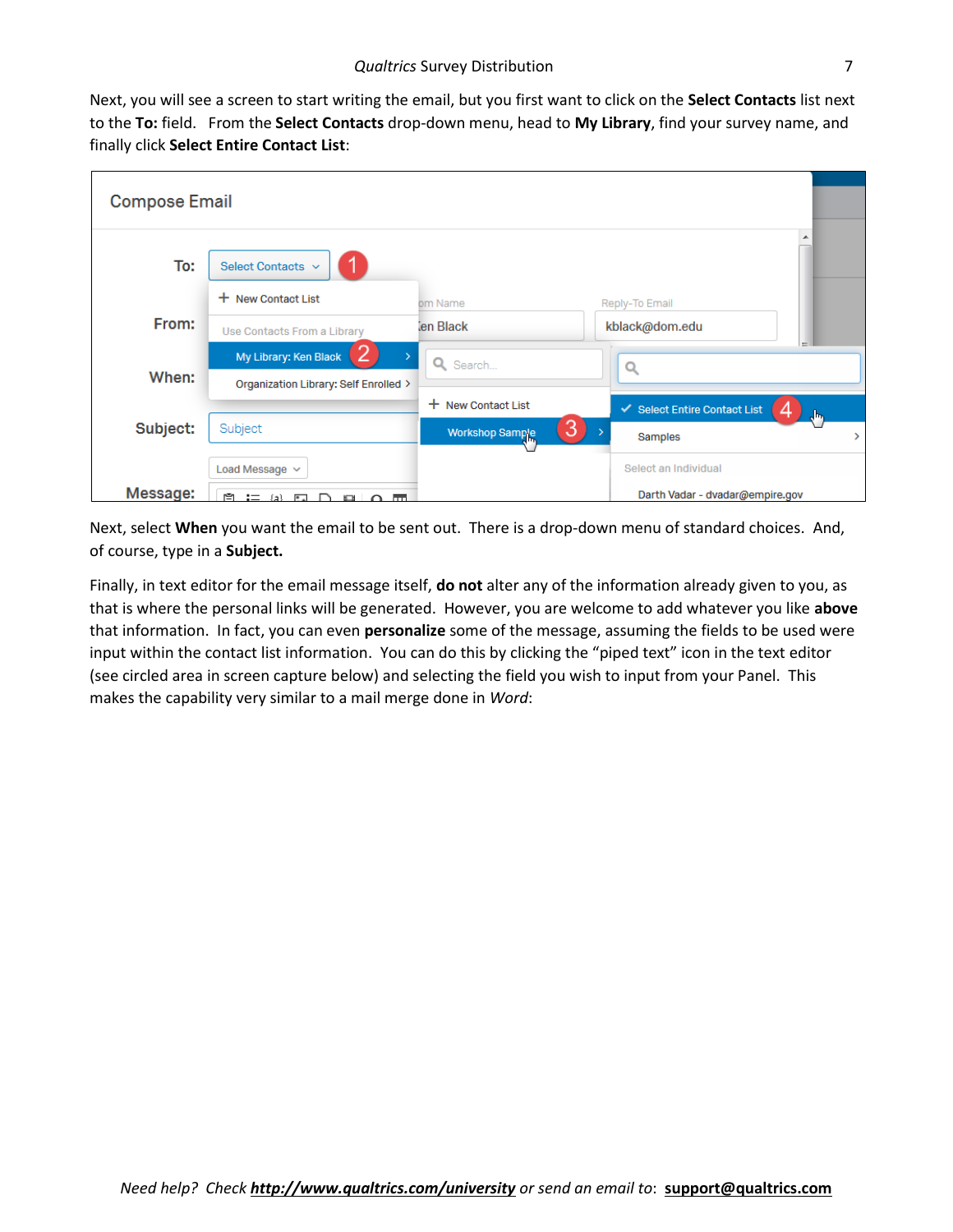Next, you will see a screen to start writing the email, but you first want to click on the **Select Contacts** list next to the **To:** field. From the **Select Contacts** drop-down menu, head to **My Library**, find your survey name, and finally click **Select Entire Contact List**:

Next, select **When** you want the email to be sent out. There is a drop-down menu of standard choices. And, of course, type in a **Subject.**

Finally, in text editor for the email message itself, **do not** alter any of the information already given to you, as that is where the personal links will be generated. However, you are welcome to add whatever you like **above** that information. In fact, you can even **personalize** some of the message, assuming the fields to be used were input within the contact list information. You can do this by clicking the "piped text" icon in the text editor (see circled area in screen capture below) and selecting the field you wish to input from your Panel. This makes the capability very similar to a mail merge done in *Word*:

*Need help? Check* ***http://www.qualtrics.com/university*** *or send an email to*: **support@qualtrics.com**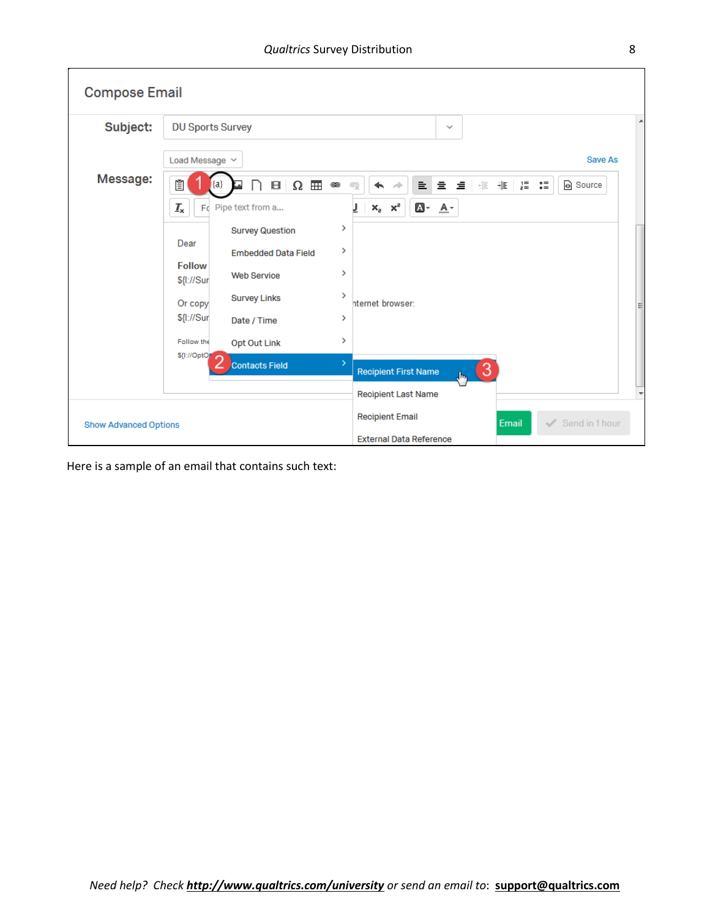Here is a sample of an email that contains such text:

*Need help? Check* ***http://www.qualtrics.com/university*** *or send an email to*: **support@qualtrics.com**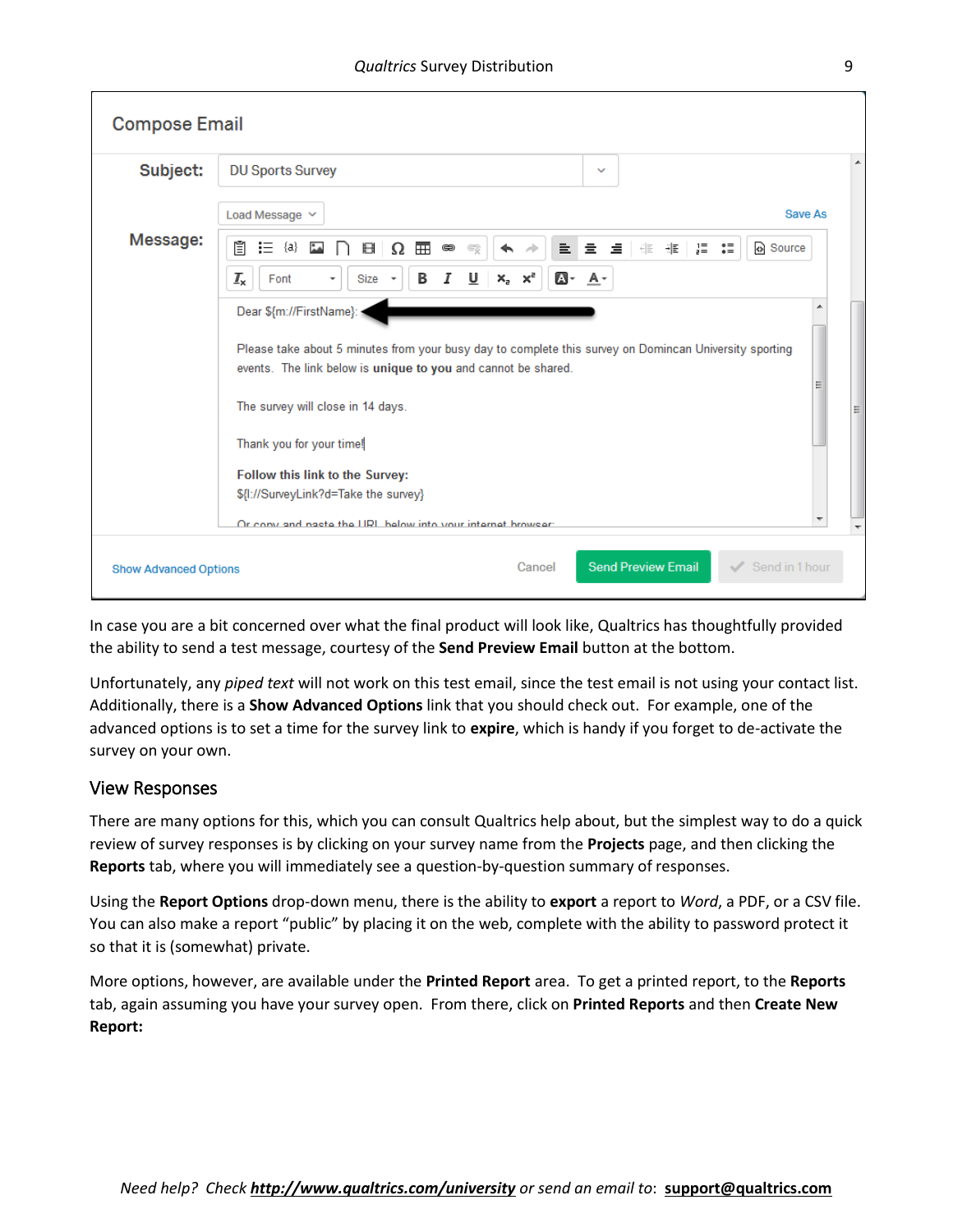In case you are a bit concerned over what the final product will look like, Qualtrics has thoughtfully provided the ability to send a test message, courtesy of the **Send Preview Email** button at the bottom.

Unfortunately, any *piped text* will not work on this test email, since the test email is not using your contact list. Additionally, there is a **Show Advanced Options** link that you should check out. For example, one of the advanced options is to set a time for the survey link to **expire**, which is handy if you forget to de-activate the survey on your own.

## View Responses

There are many options for this, which you can consult Qualtrics help about, but the simplest way to do a quick review of survey responses is by clicking on your survey name from the **Projects** page, and then clicking the **Reports** tab, where you will immediately see a question-by-question summary of responses.

Using the **Report Options** drop-down menu, there is the ability to **export** a report to *Word*, a PDF, or a CSV file. You can also make a report "public" by placing it on the web, complete with the ability to password protect it so that it is (somewhat) private.

More options, however, are available under the **Printed Report** area. To get a printed report, to the **Reports** tab, again assuming you have your survey open. From there, click on **Printed Reports** and then **Create New Report:**

*Need help? Check* ***http://www.qualtrics.com/university*** *or send an email to*: **support@qualtrics.com**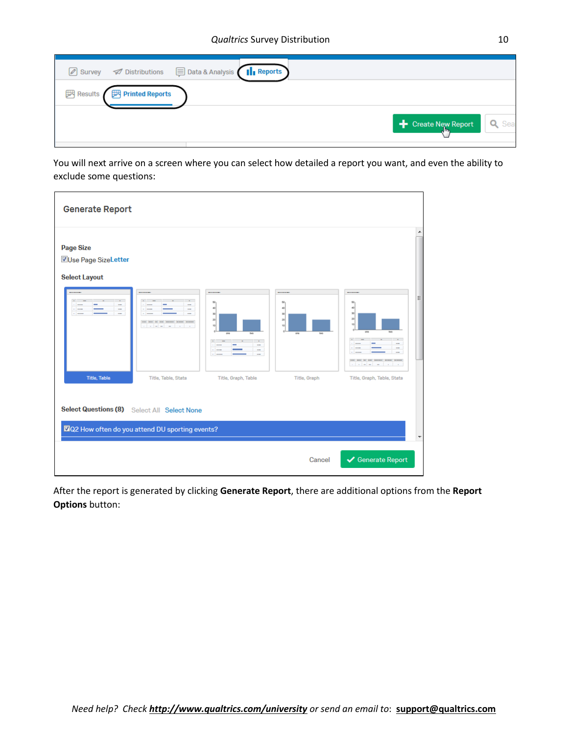You will next arrive on a screen where you can select how detailed a report you want, and even the ability to exclude some questions:

After the report is generated by clicking **Generate Report**, there are additional options from the **Report Options** button: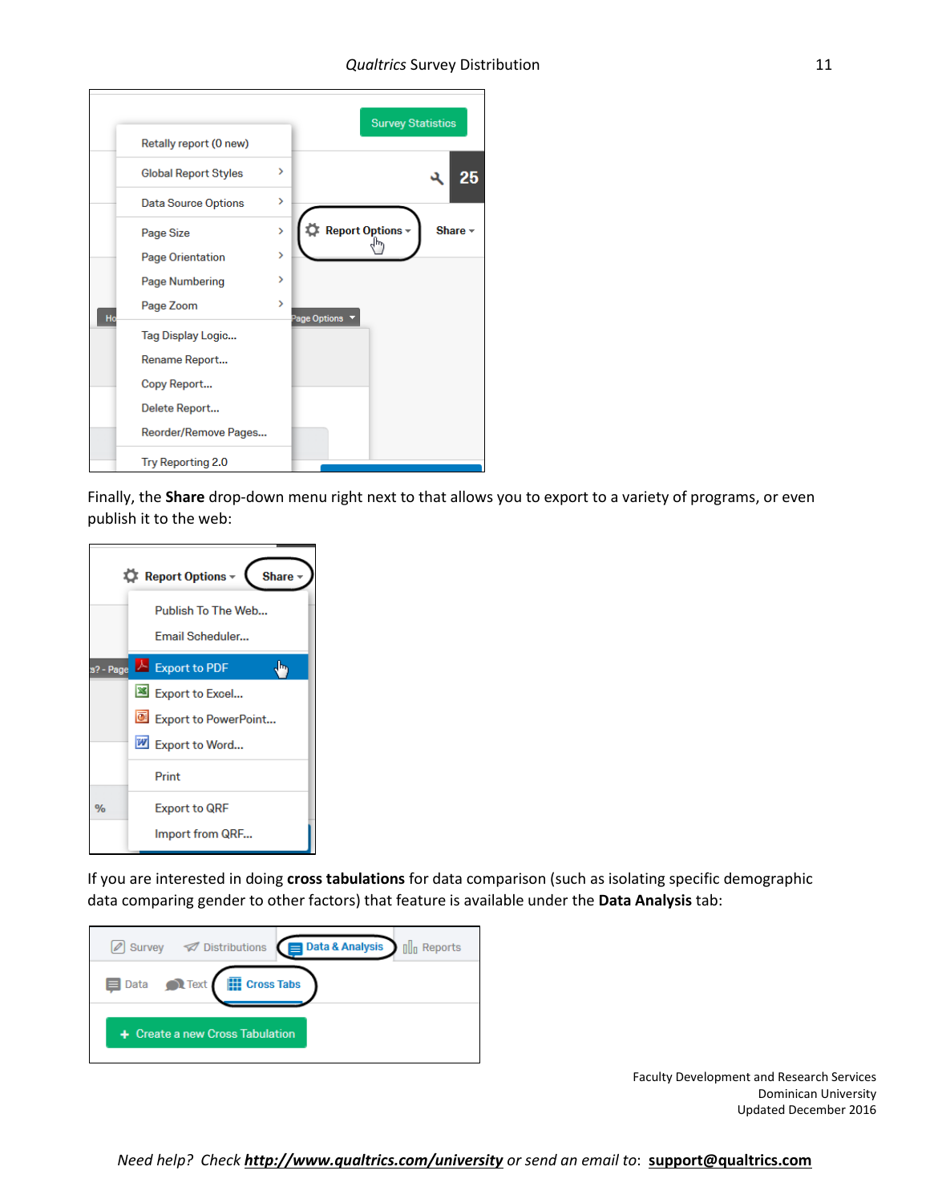Finally, the **Share** drop-down menu right next to that allows you to export to a variety of programs, or even publish it to the web:

If you are interested in doing **cross tabulations** for data comparison (such as isolating specific demographic data comparing gender to other factors) that feature is available under the **Data Analysis** tab:

Faculty Development and Research Services
Dominican University
Updated December 2016

*Need help? Check* ***http://www.qualtrics.com/university*** *or send an email to*: **support@qualtrics.com**